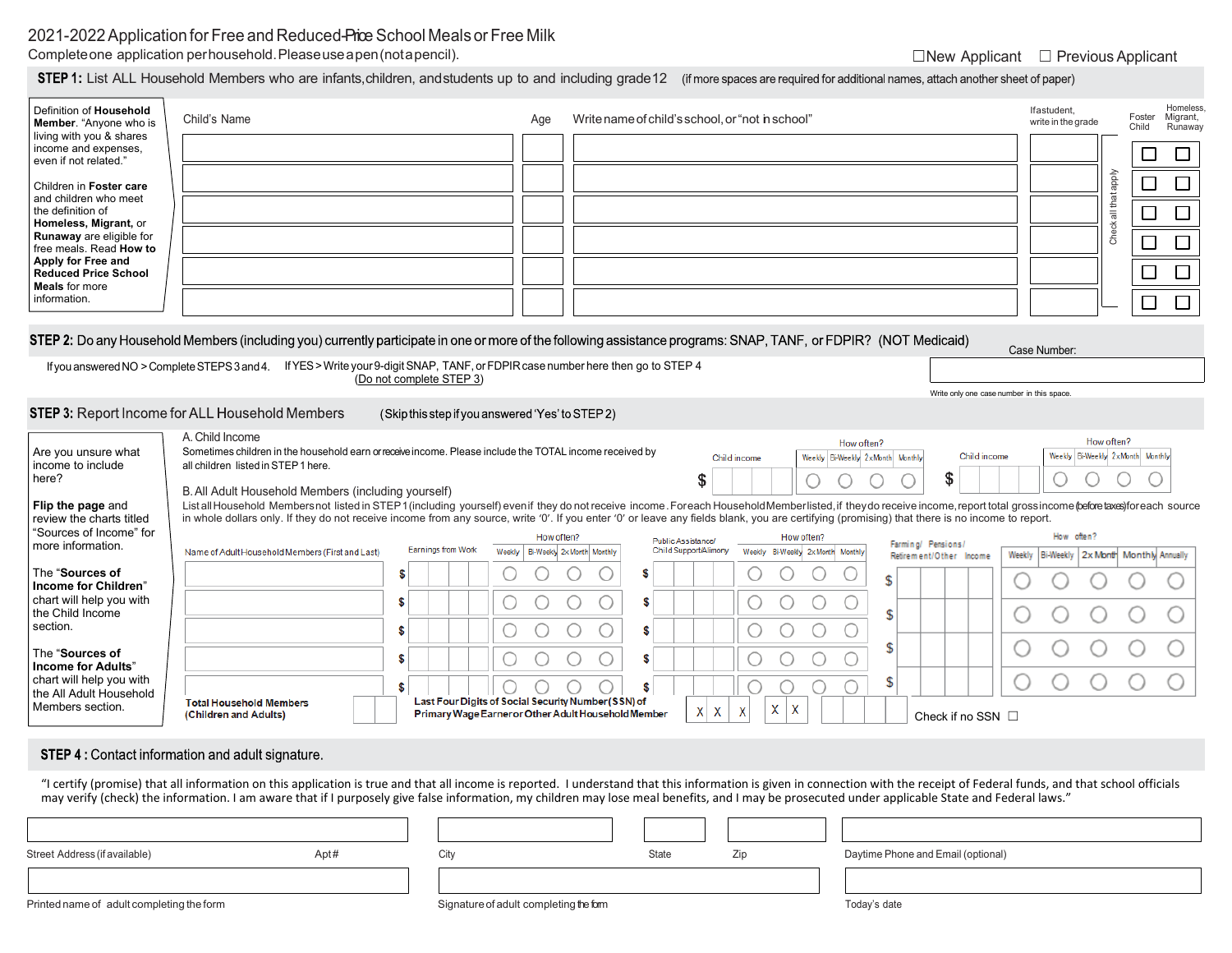# 2021-2022 Application for Free and Reduced-Price School Meals or Free Milk

Complete one application per household. Please use a pen (not a pencil).

☐ New Applicant ☐ Previous Applicant

## STEP 1: List ALL Household Members who are infants, children, and students up to and including grade 12 (if more spaces are required for additional names, attach another sheet of paper)

Definition of **Household Member**. "Anyone who is living with you & shares income and expenses, even if not related."

Children in **Foster care** and children who meet the definition of **Homeless, Migrant,** or **Runaway** are eligible for free meals. Read **How to Apply for Free and Reduced Price School Meals** for more information.

| Child's Name | Age | Write name of child's school, or "not in school" | If a student, write in the grade | Foster Child | Homeless, Migrant, Runaway |
|---|---|---|---|---|---|
| | | | | ☐ | ☐ |
| | | | | ☐ | ☐ |
| | | | | ☐ | ☐ |
| | | | | ☐ | ☐ |
| | | | | ☐ | ☐ |
| | | | | ☐ | ☐ |

Check all that apply

## STEP 2: Do any Household Members (including you) currently participate in one or more of the following assistance programs: SNAP, TANF, or FDPIR? (NOT Medicaid)

If you answered NO > Complete STEPS 3 and 4. If YES > Write your 9-digit SNAP, TANF, or FDPIR case number here then go to STEP 4 (Do not complete STEP 3)

Case Number: ______________

Write only one case number in this space.

## STEP 3: Report Income for ALL Household Members (Skip this step if you answered 'Yes' to STEP 2)

Are you unsure what income to include here?

**Flip the page** and review the charts titled "Sources of Income" for more information.

The "**Sources of Income for Children**" chart will help you with the Child Income section.

The "**Sources of Income for Adults**" chart will help you with the All Adult Household Members section.

### A. Child Income

Sometimes children in the household earn or receive income. Please include the TOTAL income received by all children listed in STEP 1 here.

| Child income | How often? Weekly | Bi-Weekly | 2x Month | Monthly | Child income | How often? Weekly | Bi-Weekly | 2x Month | Monthly |
|---|---|---|---|---|---|---|---|---|---|
| $ | ○ | ○ | ○ | ○ | $ | ○ | ○ | ○ | ○ |

### B. All Adult Household Members (including yourself)

List all Household Members not listed in STEP 1 (including yourself) even if they do not receive income. For each Household Member listed, if they do receive income, report total gross income (before taxes) for each source in whole dollars only. If they do not receive income from any source, write '0'. If you enter '0' or leave any fields blank, you are certifying (promising) that there is no income to report.

| Name of Adult Household Members (First and Last) | Earnings from Work | How often? Weekly | Bi-Weekly | 2x Month | Monthly | Public Assistance/ Child Support/Alimony | How often? Weekly | Bi-Weekly | 2x Month | Monthly | Farming/ Pensions/ Retirement/Other Income | How often? Weekly | Bi-Weekly | 2x Month | Monthly | Annually |
|---|---|---|---|---|---|---|---|---|---|---|---|---|---|---|---|---|
| | $ | ○ | ○ | ○ | ○ | $ | ○ | ○ | ○ | ○ | $ | ○ | ○ | ○ | ○ | ○ |
| | $ | ○ | ○ | ○ | ○ | $ | ○ | ○ | ○ | ○ | $ | ○ | ○ | ○ | ○ | ○ |
| | $ | ○ | ○ | ○ | ○ | $ | ○ | ○ | ○ | ○ | $ | ○ | ○ | ○ | ○ | ○ |
| | $ | ○ | ○ | ○ | ○ | $ | ○ | ○ | ○ | ○ | $ | ○ | ○ | ○ | ○ | ○ |
| | $ | ○ | ○ | ○ | ○ | $ | ○ | ○ | ○ | ○ | | | | | | |

**Total Household Members (Children and Adults)** ______

**Last Four Digits of Social Security Number (SSN) of Primary Wage Earner or Other Adult Household Member** X X X - X X - ____

Check if no SSN ☐

## STEP 4: Contact information and adult signature.

"I certify (promise) that all information on this application is true and that all income is reported. I understand that this information is given in connection with the receipt of Federal funds, and that school officials may verify (check) the information. I am aware that if I purposely give false information, my children may lose meal benefits, and I may be prosecuted under applicable State and Federal laws."

| Street Address (if available) | Apt # | City | State | Zip | Daytime Phone and Email (optional) |
|---|---|---|---|---|---|
| | | | | | |

| Printed name of adult completing the form | Signature of adult completing the form | Today's date |
|---|---|---|
| | | |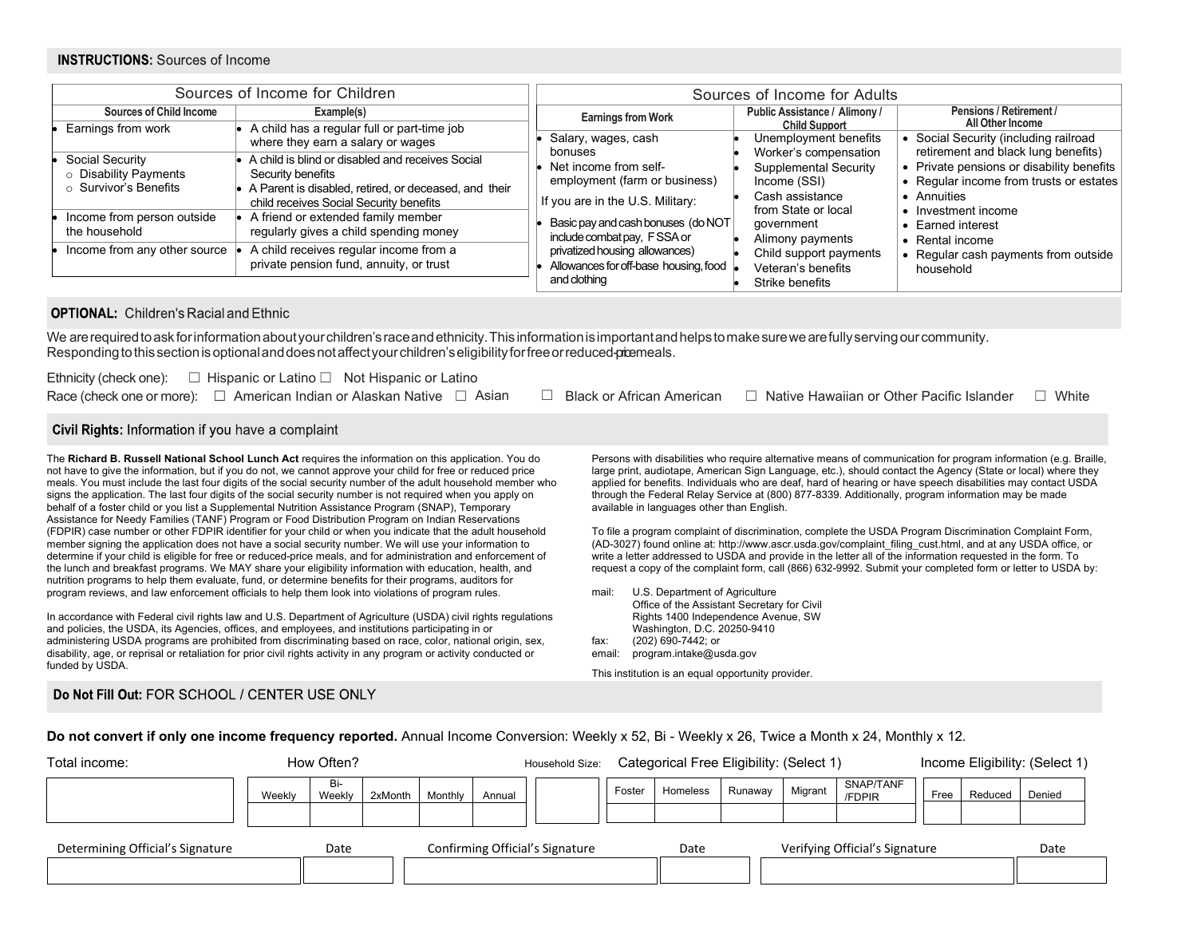## INSTRUCTIONS: Sources of Income

### Sources of Income for Children

| Sources of Child Income | Example(s) |
|---|---|
| • Earnings from work | • A child has a regular full or part-time job where they earn a salary or wages |
| • Social Security<br>○ Disability Payments<br>○ Survivor's Benefits | • A child is blind or disabled and receives Social Security benefits<br>• A Parent is disabled, retired, or deceased, and their child receives Social Security benefits |
| • Income from person outside the household | • A friend or extended family member regularly gives a child spending money |
| • Income from any other source | • A child receives regular income from a private pension fund, annuity, or trust |

### Sources of Income for Adults

| Earnings from Work | Public Assistance / Alimony / Child Support | Pensions / Retirement / All Other Income |
|---|---|---|
| • Salary, wages, cash bonuses<br>• Net income from self-employment (farm or business)<br>If you are in the U.S. Military:<br>• Basic pay and cash bonuses (do NOT include combat pay, FSSA or privatized housing allowances)<br>• Allowances for off-base housing, food and clothing | • Unemployment benefits<br>• Worker's compensation<br>• Supplemental Security Income (SSI)<br>• Cash assistance from State or local government<br>• Alimony payments<br>• Child support payments<br>• Veteran's benefits<br>• Strike benefits | • Social Security (including railroad retirement and black lung benefits)<br>• Private pensions or disability benefits<br>• Regular income from trusts or estates<br>• Annuities<br>• Investment income<br>• Earned interest<br>• Rental income<br>• Regular cash payments from outside household |

## OPTIONAL: Children's Racial and Ethnic

We are required to ask for information about your children's race and ethnicity. This information is important and helps to make sure we are fully serving our community. Responding to this section is optional and does not affect your children's eligibility for free or reduced-price meals.

Ethnicity (check one): ☐ Hispanic or Latino ☐ Not Hispanic or Latino

Race (check one or more): ☐ American Indian or Alaskan Native ☐ Asian ☐ Black or African American ☐ Native Hawaiian or Other Pacific Islander ☐ White

## Civil Rights: Information if you have a complaint

The **Richard B. Russell National School Lunch Act** requires the information on this application. You do not have to give the information, but if you do not, we cannot approve your child for free or reduced price meals. You must include the last four digits of the social security number of the adult household member who signs the application. The last four digits of the social security number is not required when you apply on behalf of a foster child or you list a Supplemental Nutrition Assistance Program (SNAP), Temporary Assistance for Needy Families (TANF) Program or Food Distribution Program on Indian Reservations (FDPIR) case number or other FDPIR identifier for your child or when you indicate that the adult household member signing the application does not have a social security number. We will use your information to determine if your child is eligible for free or reduced-price meals, and for administration and enforcement of the lunch and breakfast programs. We MAY share your eligibility information with education, health, and nutrition programs to help them evaluate, fund, or determine benefits for their programs, auditors for program reviews, and law enforcement officials to help them look into violations of program rules.

In accordance with Federal civil rights law and U.S. Department of Agriculture (USDA) civil rights regulations and policies, the USDA, its Agencies, offices, and employees, and institutions participating in or administering USDA programs are prohibited from discriminating based on race, color, national origin, sex, disability, age, or reprisal or retaliation for prior civil rights activity in any program or activity conducted or funded by USDA.

Persons with disabilities who require alternative means of communication for program information (e.g. Braille, large print, audiotape, American Sign Language, etc.), should contact the Agency (State or local) where they applied for benefits. Individuals who are deaf, hard of hearing or have speech disabilities may contact USDA through the Federal Relay Service at (800) 877-8339. Additionally, program information may be made available in languages other than English.

To file a program complaint of discrimination, complete the USDA Program Discrimination Complaint Form, (AD-3027) found online at: http://www.ascr.usda.gov/complaint_filing_cust.html, and at any USDA office, or write a letter addressed to USDA and provide in the letter all of the information requested in the form. To request a copy of the complaint form, call (866) 632-9992. Submit your completed form or letter to USDA by:

mail: U.S. Department of Agriculture
Office of the Assistant Secretary for Civil Rights 1400 Independence Avenue, SW
Washington, D.C. 20250-9410

fax: (202) 690-7442; or

email: program.intake@usda.gov

This institution is an equal opportunity provider.

## Do Not Fill Out: FOR SCHOOL / CENTER USE ONLY

**Do not convert if only one income frequency reported.** Annual Income Conversion: Weekly x 52, Bi - Weekly x 26, Twice a Month x 24, Monthly x 12.

Total income:

How Often?

| Weekly | Bi-Weekly | 2xMonth | Monthly | Annual |
|---|---|---|---|---|
| | | | | |

Household Size:

Categorical Free Eligibility: (Select 1)

| Foster | Homeless | Runaway | Migrant | SNAP/TANF /FDPIR |
|---|---|---|---|---|
| | | | | |

Income Eligibility: (Select 1)

| Free | Reduced | Denied |
|---|---|---|
| | | |

| Determining Official's Signature | Date | Confirming Official's Signature | Date | Verifying Official's Signature | Date |
|---|---|---|---|---|---|
| | | | | | |